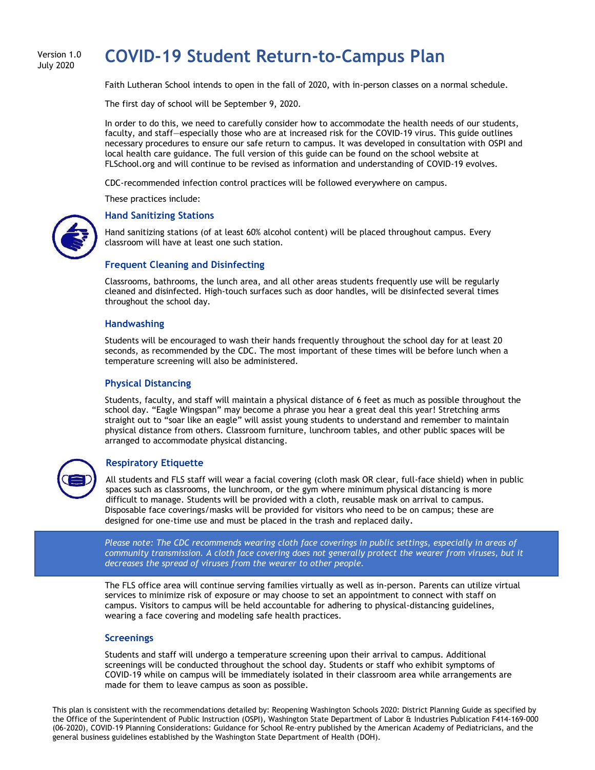Version 1.0
July 2020

# COVID-19 Student Return-to-Campus Plan

Faith Lutheran School intends to open in the fall of 2020, with in-person classes on a normal schedule.

The first day of school will be September 9, 2020.

In order to do this, we need to carefully consider how to accommodate the health needs of our students, faculty, and staff—especially those who are at increased risk for the COVID-19 virus. This guide outlines necessary procedures to ensure our safe return to campus. It was developed in consultation with OSPI and local health care guidance. The full version of this guide can be found on the school website at FLSchool.org and will continue to be revised as information and understanding of COVID-19 evolves.

CDC-recommended infection control practices will be followed everywhere on campus.

These practices include:

### Hand Sanitizing Stations

Hand sanitizing stations (of at least 60% alcohol content) will be placed throughout campus. Every classroom will have at least one such station.

### Frequent Cleaning and Disinfecting

Classrooms, bathrooms, the lunch area, and all other areas students frequently use will be regularly cleaned and disinfected. High-touch surfaces such as door handles, will be disinfected several times throughout the school day.

### Handwashing

Students will be encouraged to wash their hands frequently throughout the school day for at least 20 seconds, as recommended by the CDC. The most important of these times will be before lunch when a temperature screening will also be administered.

### Physical Distancing

Students, faculty, and staff will maintain a physical distance of 6 feet as much as possible throughout the school day. "Eagle Wingspan" may become a phrase you hear a great deal this year! Stretching arms straight out to "soar like an eagle" will assist young students to understand and remember to maintain physical distance from others. Classroom furniture, lunchroom tables, and other public spaces will be arranged to accommodate physical distancing.

### Respiratory Etiquette

All students and FLS staff will wear a facial covering (cloth mask OR clear, full-face shield) when in public spaces such as classrooms, the lunchroom, or the gym where minimum physical distancing is more difficult to manage. Students will be provided with a cloth, reusable mask on arrival to campus. Disposable face coverings/masks will be provided for visitors who need to be on campus; these are designed for one-time use and must be placed in the trash and replaced daily.

*Please note: The CDC recommends wearing cloth face coverings in public settings, especially in areas of community transmission. A cloth face covering does not generally protect the wearer from viruses, but it decreases the spread of viruses from the wearer to other people.*

The FLS office area will continue serving families virtually as well as in-person. Parents can utilize virtual services to minimize risk of exposure or may choose to set an appointment to connect with staff on campus. Visitors to campus will be held accountable for adhering to physical-distancing guidelines, wearing a face covering and modeling safe health practices.

### Screenings

Students and staff will undergo a temperature screening upon their arrival to campus. Additional screenings will be conducted throughout the school day. Students or staff who exhibit symptoms of COVID-19 while on campus will be immediately isolated in their classroom area while arrangements are made for them to leave campus as soon as possible.

This plan is consistent with the recommendations detailed by: Reopening Washington Schools 2020: District Planning Guide as specified by the Office of the Superintendent of Public Instruction (OSPI), Washington State Department of Labor & Industries Publication F414-169-000 (06-2020), COVID-19 Planning Considerations: Guidance for School Re-entry published by the American Academy of Pediatricians, and the general business guidelines established by the Washington State Department of Health (DOH).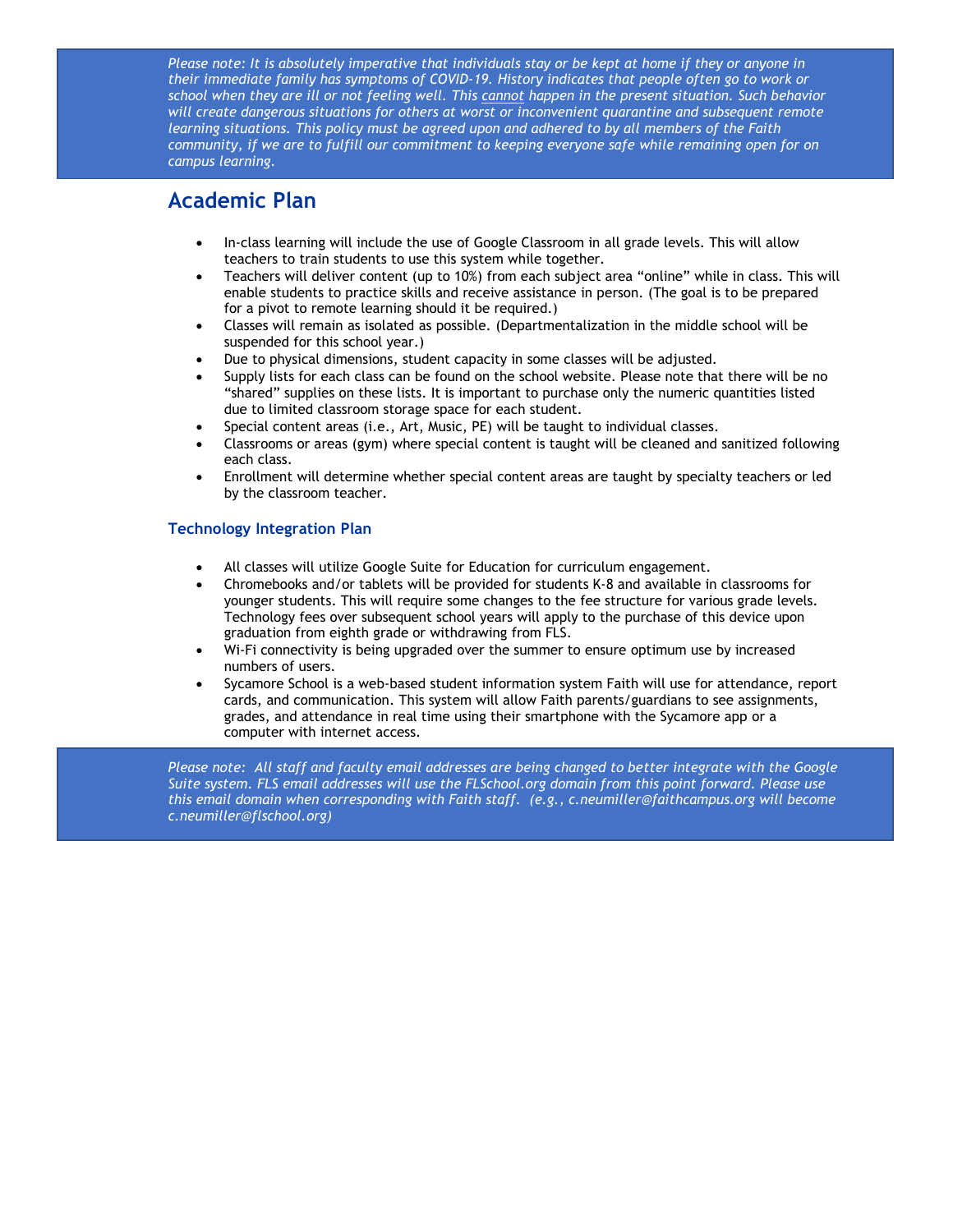*Please note: It is absolutely imperative that individuals stay or be kept at home if they or anyone in their immediate family has symptoms of COVID-19. History indicates that people often go to work or school when they are ill or not feeling well. This cannot happen in the present situation. Such behavior will create dangerous situations for others at worst or inconvenient quarantine and subsequent remote learning situations. This policy must be agreed upon and adhered to by all members of the Faith community, if we are to fulfill our commitment to keeping everyone safe while remaining open for on campus learning.*

## Academic Plan

- In-class learning will include the use of Google Classroom in all grade levels. This will allow teachers to train students to use this system while together.
- Teachers will deliver content (up to 10%) from each subject area "online" while in class. This will enable students to practice skills and receive assistance in person. (The goal is to be prepared for a pivot to remote learning should it be required.)
- Classes will remain as isolated as possible. (Departmentalization in the middle school will be suspended for this school year.)
- Due to physical dimensions, student capacity in some classes will be adjusted.
- Supply lists for each class can be found on the school website. Please note that there will be no "shared" supplies on these lists. It is important to purchase only the numeric quantities listed due to limited classroom storage space for each student.
- Special content areas (i.e., Art, Music, PE) will be taught to individual classes.
- Classrooms or areas (gym) where special content is taught will be cleaned and sanitized following each class.
- Enrollment will determine whether special content areas are taught by specialty teachers or led by the classroom teacher.

### Technology Integration Plan

- All classes will utilize Google Suite for Education for curriculum engagement.
- Chromebooks and/or tablets will be provided for students K-8 and available in classrooms for younger students. This will require some changes to the fee structure for various grade levels. Technology fees over subsequent school years will apply to the purchase of this device upon graduation from eighth grade or withdrawing from FLS.
- Wi-Fi connectivity is being upgraded over the summer to ensure optimum use by increased numbers of users.
- Sycamore School is a web-based student information system Faith will use for attendance, report cards, and communication. This system will allow Faith parents/guardians to see assignments, grades, and attendance in real time using their smartphone with the Sycamore app or a computer with internet access.

*Please note: All staff and faculty email addresses are being changed to better integrate with the Google Suite system. FLS email addresses will use the FLSchool.org domain from this point forward. Please use this email domain when corresponding with Faith staff. (e.g., c.neumiller@faithcampus.org will become c.neumiller@flschool.org)*